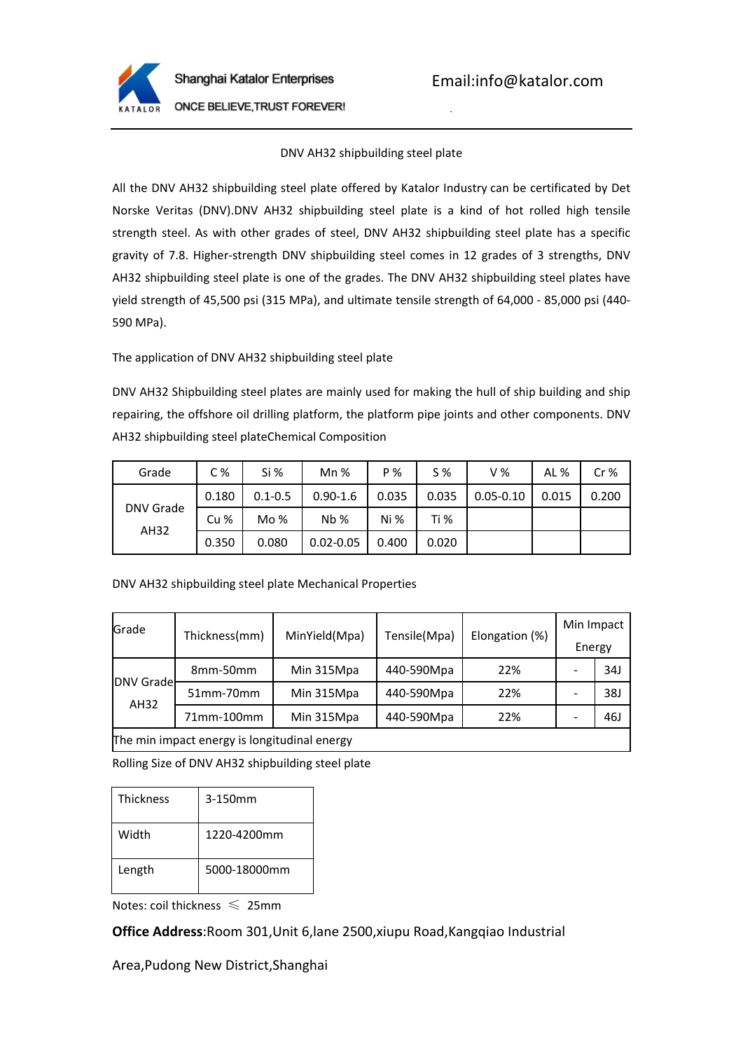Shanghai Katalor Enterprises

ONCE BELIEVE,TRUST FOREVER!

Email:info@katalor.com

DNV AH32 shipbuilding steel plate

All the DNV AH32 shipbuilding steel plate offered by Katalor Industry can be certificated by Det Norske Veritas (DNV).DNV AH32 shipbuilding steel plate is a kind of hot rolled high tensile strength steel. As with other grades of steel, DNV AH32 shipbuilding steel plate has a specific gravity of 7.8. Higher-strength DNV shipbuilding steel comes in 12 grades of 3 strengths, DNV AH32 shipbuilding steel plate is one of the grades. The DNV AH32 shipbuilding steel plates have yield strength of 45,500 psi (315 MPa), and ultimate tensile strength of 64,000 - 85,000 psi (440-590 MPa).

The application of DNV AH32 shipbuilding steel plate

DNV AH32 Shipbuilding steel plates are mainly used for making the hull of ship building and ship repairing, the offshore oil drilling platform, the platform pipe joints and other components. DNV AH32 shipbuilding steel plateChemical Composition

| Grade | C % | Si % | Mn % | P % | S % | V % | AL % | Cr % |
|---|---|---|---|---|---|---|---|---|
| DNV Grade AH32 | 0.180 | 0.1-0.5 | 0.90-1.6 | 0.035 | 0.035 | 0.05-0.10 | 0.015 | 0.200 |
| | Cu % | Mo % | Nb % | Ni % | Ti % | | | |
| | 0.350 | 0.080 | 0.02-0.05 | 0.400 | 0.020 | | | |

DNV AH32 shipbuilding steel plate Mechanical Properties

| Grade | Thickness(mm) | MinYield(Mpa) | Tensile(Mpa) | Elongation (%) | Min Impact Energy | |
|---|---|---|---|---|---|---|
| DNV Grade AH32 | 8mm-50mm | Min 315Mpa | 440-590Mpa | 22% | - | 34J |
| | 51mm-70mm | Min 315Mpa | 440-590Mpa | 22% | - | 38J |
| | 71mm-100mm | Min 315Mpa | 440-590Mpa | 22% | - | 46J |
| The min impact energy is longitudinal energy | | | | | | |

Rolling Size of DNV AH32 shipbuilding steel plate

| Thickness | 3-150mm |
|---|---|
| Width | 1220-4200mm |
| Length | 5000-18000mm |

Notes: coil thickness ≤ 25mm

**Office Address**:Room 301,Unit 6,lane 2500,xiupu Road,Kangqiao Industrial Area,Pudong New District,Shanghai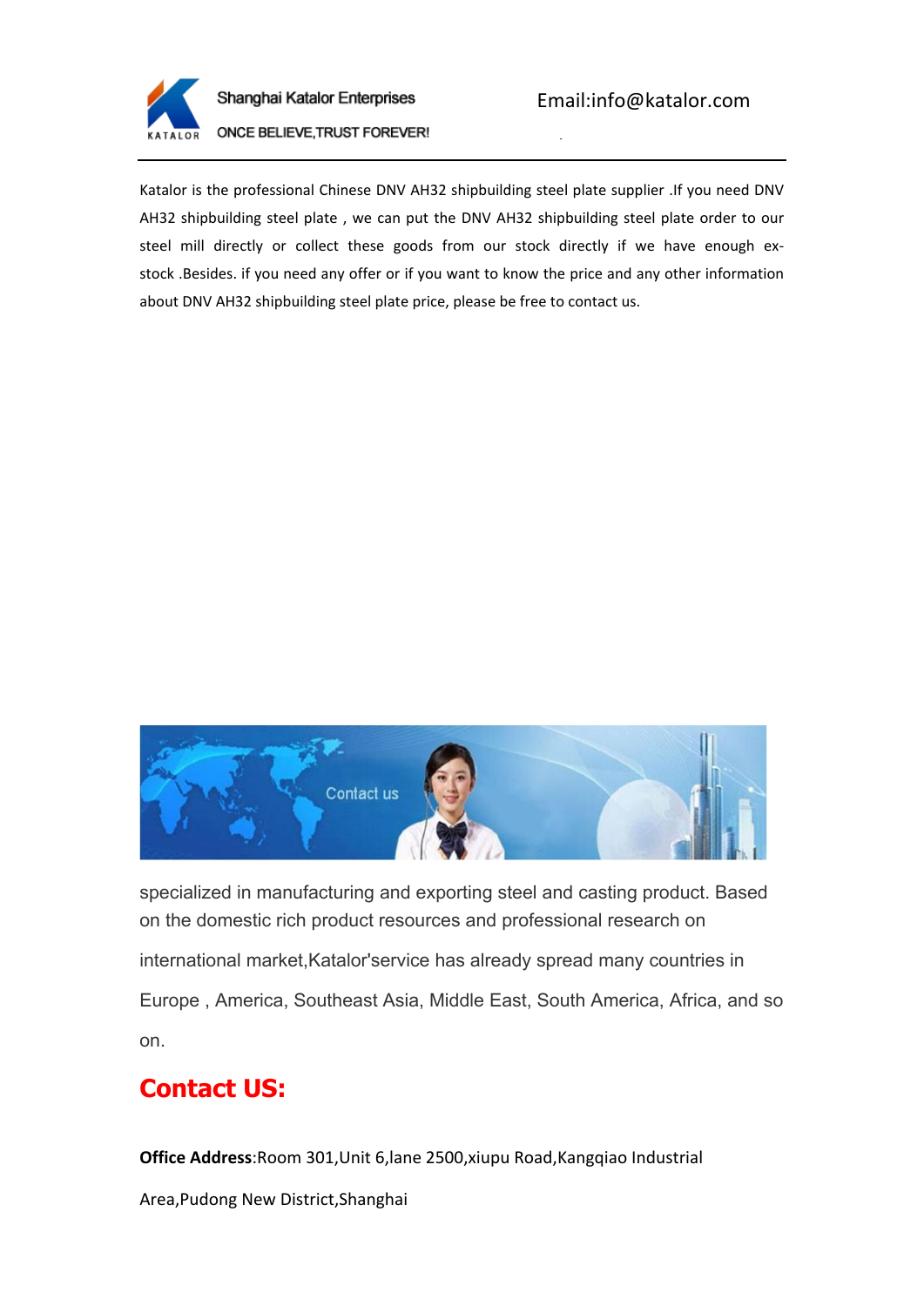Katalor is the professional Chinese DNV AH32 shipbuilding steel plate supplier .If you need DNV AH32 shipbuilding steel plate , we can put the DNV AH32 shipbuilding steel plate order to our steel mill directly or collect these goods from our stock directly if we have enough ex-stock .Besides. if you need any offer or if you want to know the price and any other information about DNV AH32 shipbuilding steel plate price, please be free to contact us.

specialized in manufacturing and exporting steel and casting product. Based on the domestic rich product resources and professional research on international market,Katalor'service has already spread many countries in Europe , America, Southeast Asia, Middle East, South America, Africa, and so on.

## Contact US:

**Office Address**:Room 301,Unit 6,lane 2500,xiupu Road,Kangqiao Industrial Area,Pudong New District,Shanghai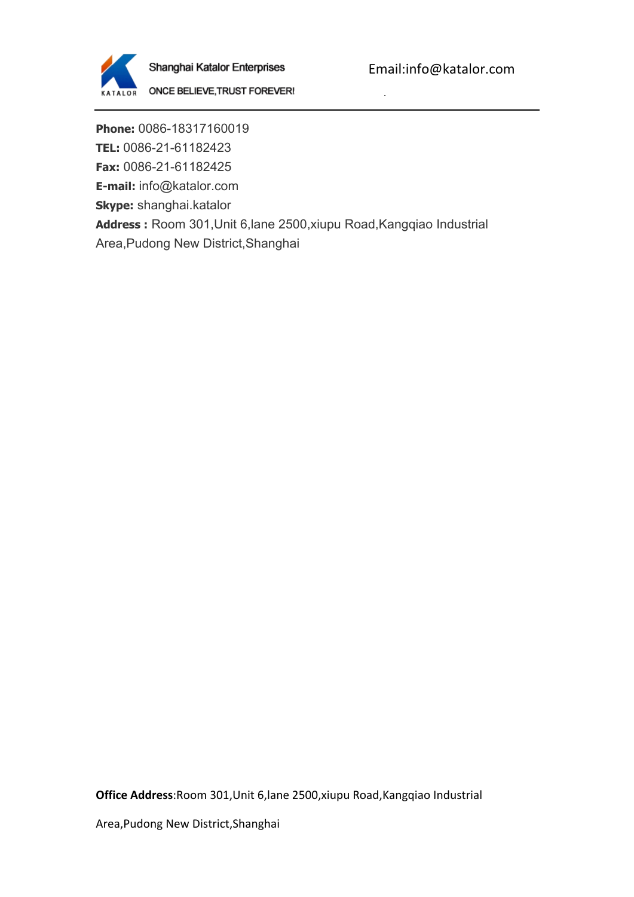**Phone:** 0086-18317160019
**TEL:** 0086-21-61182423
**Fax:** 0086-21-61182425
**E-mail:** info@katalor.com
**Skype:** shanghai.katalor
**Address :** Room 301,Unit 6,lane 2500,xiupu Road,Kangqiao Industrial Area,Pudong New District,Shanghai